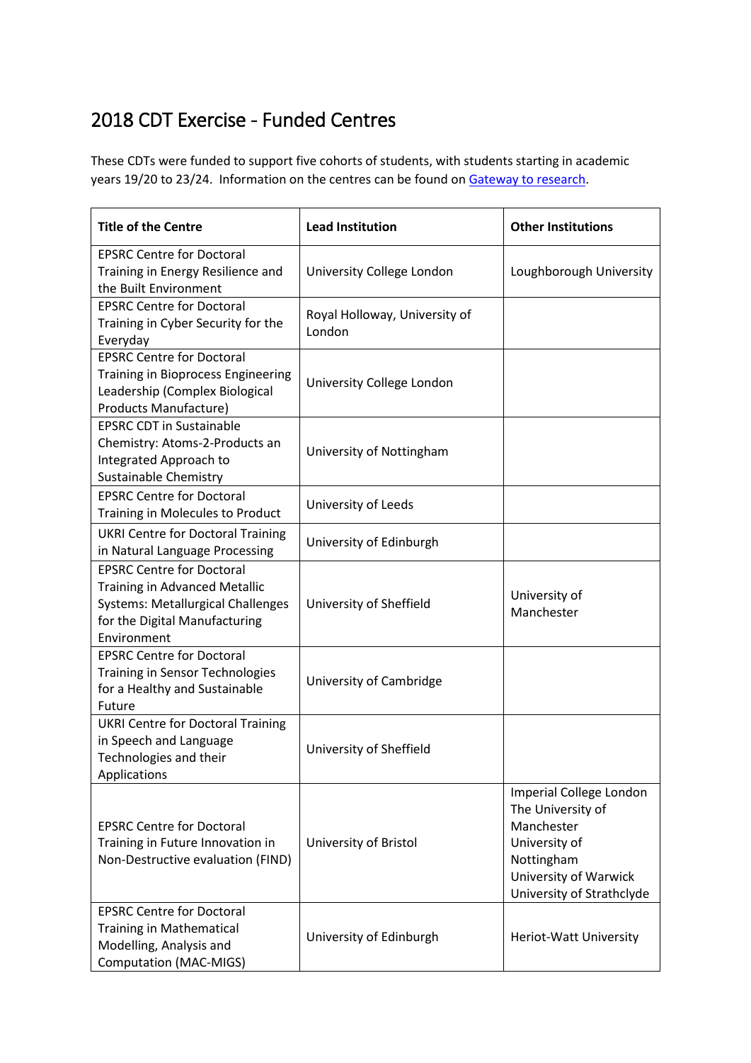# 2018 CDT Exercise - Funded Centres

These CDTs were funded to support five cohorts of students, with students starting in academic years 19/20 to 23/24. Information on the centres can be found on [Gateway to research](#).

| Title of the Centre | Lead Institution | Other Institutions |
|---|---|---|
| EPSRC Centre for Doctoral Training in Energy Resilience and the Built Environment | University College London | Loughborough University |
| EPSRC Centre for Doctoral Training in Cyber Security for the Everyday | Royal Holloway, University of London | |
| EPSRC Centre for Doctoral Training in Bioprocess Engineering Leadership (Complex Biological Products Manufacture) | University College London | |
| EPSRC CDT in Sustainable Chemistry: Atoms-2-Products an Integrated Approach to Sustainable Chemistry | University of Nottingham | |
| EPSRC Centre for Doctoral Training in Molecules to Product | University of Leeds | |
| UKRI Centre for Doctoral Training in Natural Language Processing | University of Edinburgh | |
| EPSRC Centre for Doctoral Training in Advanced Metallic Systems: Metallurgical Challenges for the Digital Manufacturing Environment | University of Sheffield | University of Manchester |
| EPSRC Centre for Doctoral Training in Sensor Technologies for a Healthy and Sustainable Future | University of Cambridge | |
| UKRI Centre for Doctoral Training in Speech and Language Technologies and their Applications | University of Sheffield | |
| EPSRC Centre for Doctoral Training in Future Innovation in Non-Destructive evaluation (FIND) | University of Bristol | Imperial College London<br>The University of Manchester<br>University of Nottingham<br>University of Warwick<br>University of Strathclyde |
| EPSRC Centre for Doctoral Training in Mathematical Modelling, Analysis and Computation (MAC-MIGS) | University of Edinburgh | Heriot-Watt University |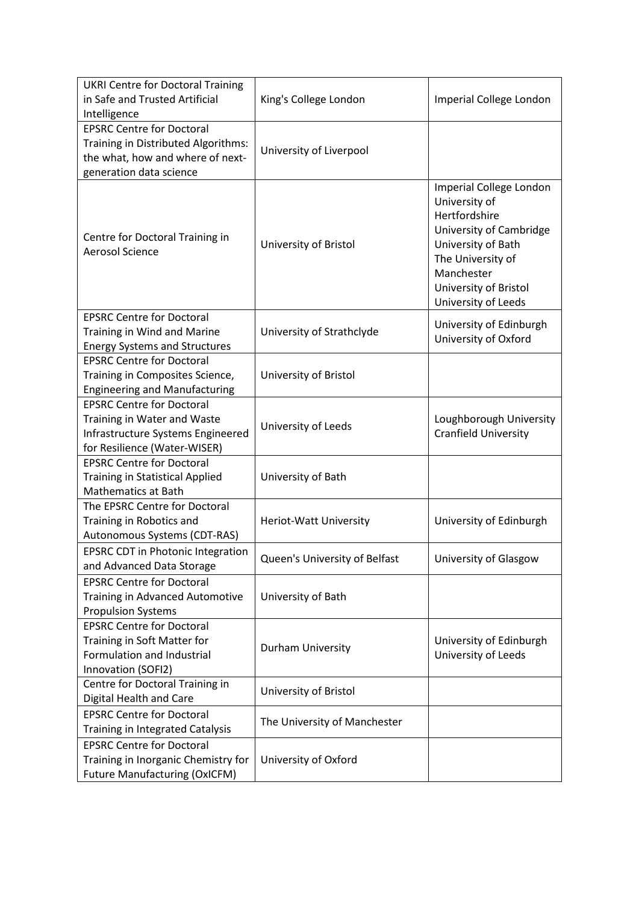| | | |
|---|---|---|
| UKRI Centre for Doctoral Training in Safe and Trusted Artificial Intelligence | King's College London | Imperial College London |
| EPSRC Centre for Doctoral Training in Distributed Algorithms: the what, how and where of next-generation data science | University of Liverpool | |
| Centre for Doctoral Training in Aerosol Science | University of Bristol | Imperial College London<br>University of Hertfordshire<br>University of Cambridge<br>University of Bath<br>The University of Manchester<br>University of Bristol<br>University of Leeds |
| EPSRC Centre for Doctoral Training in Wind and Marine Energy Systems and Structures | University of Strathclyde | University of Edinburgh<br>University of Oxford |
| EPSRC Centre for Doctoral Training in Composites Science, Engineering and Manufacturing | University of Bristol | |
| EPSRC Centre for Doctoral Training in Water and Waste Infrastructure Systems Engineered for Resilience (Water-WISER) | University of Leeds | Loughborough University<br>Cranfield University |
| EPSRC Centre for Doctoral Training in Statistical Applied Mathematics at Bath | University of Bath | |
| The EPSRC Centre for Doctoral Training in Robotics and Autonomous Systems (CDT-RAS) | Heriot-Watt University | University of Edinburgh |
| EPSRC CDT in Photonic Integration and Advanced Data Storage | Queen's University of Belfast | University of Glasgow |
| EPSRC Centre for Doctoral Training in Advanced Automotive Propulsion Systems | University of Bath | |
| EPSRC Centre for Doctoral Training in Soft Matter for Formulation and Industrial Innovation (SOFI2) | Durham University | University of Edinburgh<br>University of Leeds |
| Centre for Doctoral Training in Digital Health and Care | University of Bristol | |
| EPSRC Centre for Doctoral Training in Integrated Catalysis | The University of Manchester | |
| EPSRC Centre for Doctoral Training in Inorganic Chemistry for Future Manufacturing (OxICFM) | University of Oxford | |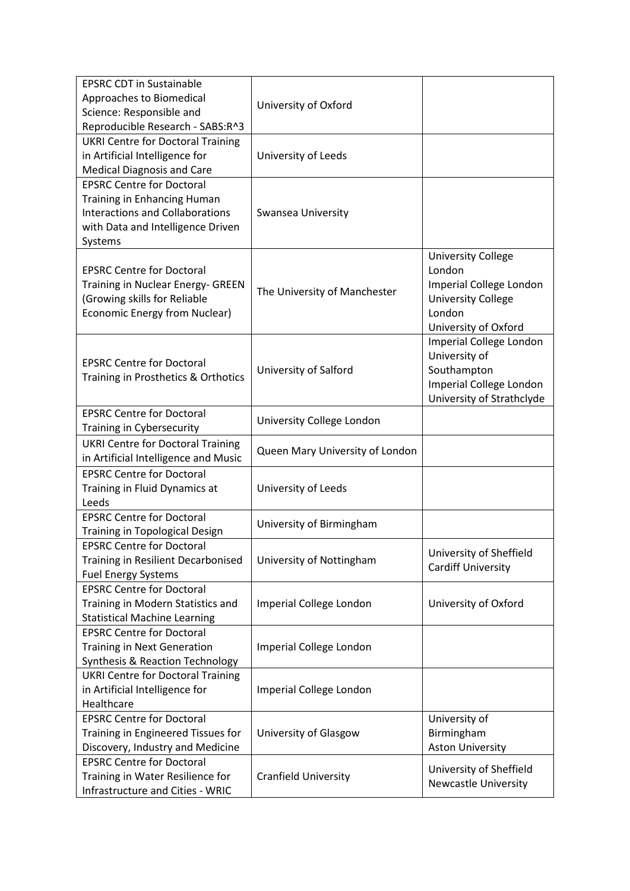| | | |
|---|---|---|
| EPSRC CDT in Sustainable Approaches to Biomedical Science: Responsible and Reproducible Research - SABS:R^3 | University of Oxford | |
| UKRI Centre for Doctoral Training in Artificial Intelligence for Medical Diagnosis and Care | University of Leeds | |
| EPSRC Centre for Doctoral Training in Enhancing Human Interactions and Collaborations with Data and Intelligence Driven Systems | Swansea University | |
| EPSRC Centre for Doctoral Training in Nuclear Energy- GREEN (Growing skills for Reliable Economic Energy from Nuclear) | The University of Manchester | University College London<br>Imperial College London<br>University College London<br>University of Oxford |
| EPSRC Centre for Doctoral Training in Prosthetics & Orthotics | University of Salford | Imperial College London<br>University of Southampton<br>Imperial College London<br>University of Strathclyde |
| EPSRC Centre for Doctoral Training in Cybersecurity | University College London | |
| UKRI Centre for Doctoral Training in Artificial Intelligence and Music | Queen Mary University of London | |
| EPSRC Centre for Doctoral Training in Fluid Dynamics at Leeds | University of Leeds | |
| EPSRC Centre for Doctoral Training in Topological Design | University of Birmingham | |
| EPSRC Centre for Doctoral Training in Resilient Decarbonised Fuel Energy Systems | University of Nottingham | University of Sheffield<br>Cardiff University |
| EPSRC Centre for Doctoral Training in Modern Statistics and Statistical Machine Learning | Imperial College London | University of Oxford |
| EPSRC Centre for Doctoral Training in Next Generation Synthesis & Reaction Technology | Imperial College London | |
| UKRI Centre for Doctoral Training in Artificial Intelligence for Healthcare | Imperial College London | |
| EPSRC Centre for Doctoral Training in Engineered Tissues for Discovery, Industry and Medicine | University of Glasgow | University of Birmingham<br>Aston University |
| EPSRC Centre for Doctoral Training in Water Resilience for Infrastructure and Cities - WRIC | Cranfield University | University of Sheffield<br>Newcastle University |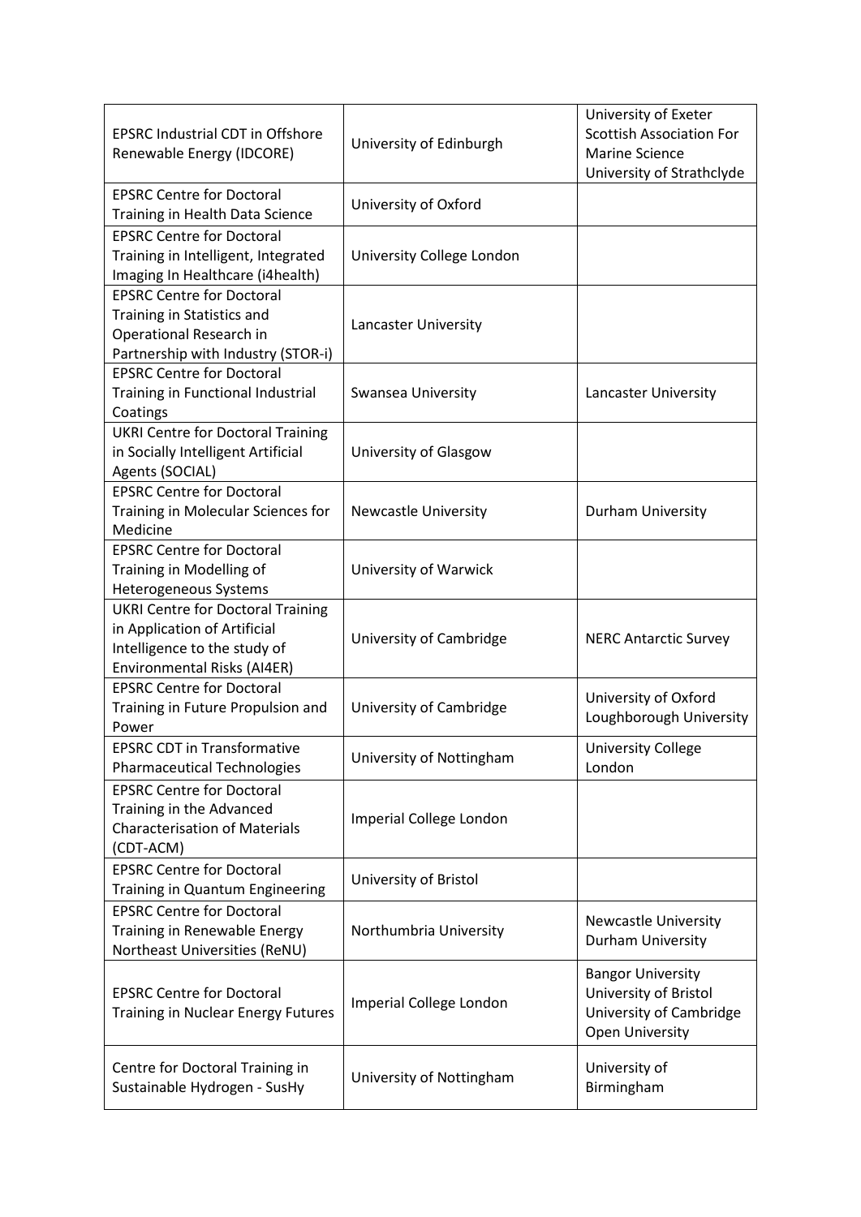| | | |
|---|---|---|
| EPSRC Industrial CDT in Offshore Renewable Energy (IDCORE) | University of Edinburgh | University of Exeter<br>Scottish Association For Marine Science<br>University of Strathclyde |
| EPSRC Centre for Doctoral Training in Health Data Science | University of Oxford | |
| EPSRC Centre for Doctoral Training in Intelligent, Integrated Imaging In Healthcare (i4health) | University College London | |
| EPSRC Centre for Doctoral Training in Statistics and Operational Research in Partnership with Industry (STOR-i) | Lancaster University | |
| EPSRC Centre for Doctoral Training in Functional Industrial Coatings | Swansea University | Lancaster University |
| UKRI Centre for Doctoral Training in Socially Intelligent Artificial Agents (SOCIAL) | University of Glasgow | |
| EPSRC Centre for Doctoral Training in Molecular Sciences for Medicine | Newcastle University | Durham University |
| EPSRC Centre for Doctoral Training in Modelling of Heterogeneous Systems | University of Warwick | |
| UKRI Centre for Doctoral Training in Application of Artificial Intelligence to the study of Environmental Risks (AI4ER) | University of Cambridge | NERC Antarctic Survey |
| EPSRC Centre for Doctoral Training in Future Propulsion and Power | University of Cambridge | University of Oxford<br>Loughborough University |
| EPSRC CDT in Transformative Pharmaceutical Technologies | University of Nottingham | University College London |
| EPSRC Centre for Doctoral Training in the Advanced Characterisation of Materials (CDT-ACM) | Imperial College London | |
| EPSRC Centre for Doctoral Training in Quantum Engineering | University of Bristol | |
| EPSRC Centre for Doctoral Training in Renewable Energy Northeast Universities (ReNU) | Northumbria University | Newcastle University<br>Durham University |
| EPSRC Centre for Doctoral Training in Nuclear Energy Futures | Imperial College London | Bangor University<br>University of Bristol<br>University of Cambridge<br>Open University |
| Centre for Doctoral Training in Sustainable Hydrogen - SusHy | University of Nottingham | University of Birmingham |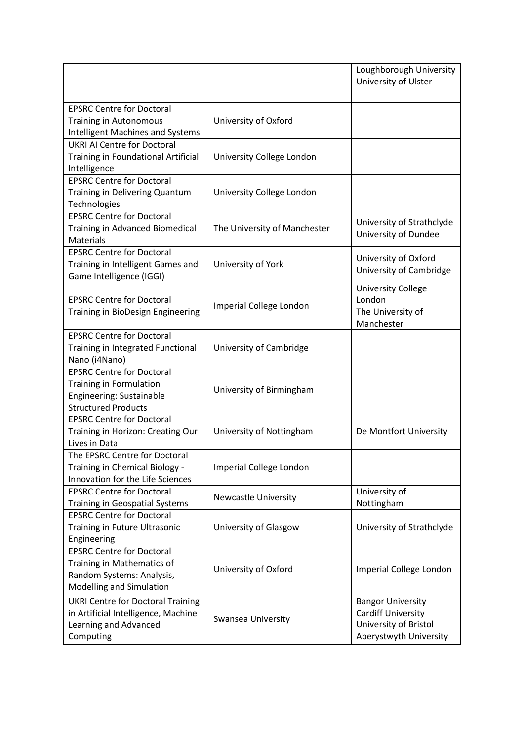| | | |
|---|---|---|
| | | Loughborough University<br>University of Ulster |
| EPSRC Centre for Doctoral Training in Autonomous Intelligent Machines and Systems | University of Oxford | |
| UKRI AI Centre for Doctoral Training in Foundational Artificial Intelligence | University College London | |
| EPSRC Centre for Doctoral Training in Delivering Quantum Technologies | University College London | |
| EPSRC Centre for Doctoral Training in Advanced Biomedical Materials | The University of Manchester | University of Strathclyde<br>University of Dundee |
| EPSRC Centre for Doctoral Training in Intelligent Games and Game Intelligence (IGGI) | University of York | University of Oxford<br>University of Cambridge |
| EPSRC Centre for Doctoral Training in BioDesign Engineering | Imperial College London | University College London<br>The University of Manchester |
| EPSRC Centre for Doctoral Training in Integrated Functional Nano (i4Nano) | University of Cambridge | |
| EPSRC Centre for Doctoral Training in Formulation Engineering: Sustainable Structured Products | University of Birmingham | |
| EPSRC Centre for Doctoral Training in Horizon: Creating Our Lives in Data | University of Nottingham | De Montfort University |
| The EPSRC Centre for Doctoral Training in Chemical Biology - Innovation for the Life Sciences | Imperial College London | |
| EPSRC Centre for Doctoral Training in Geospatial Systems | Newcastle University | University of Nottingham |
| EPSRC Centre for Doctoral Training in Future Ultrasonic Engineering | University of Glasgow | University of Strathclyde |
| EPSRC Centre for Doctoral Training in Mathematics of Random Systems: Analysis, Modelling and Simulation | University of Oxford | Imperial College London |
| UKRI Centre for Doctoral Training in Artificial Intelligence, Machine Learning and Advanced Computing | Swansea University | Bangor University<br>Cardiff University<br>University of Bristol<br>Aberystwyth University |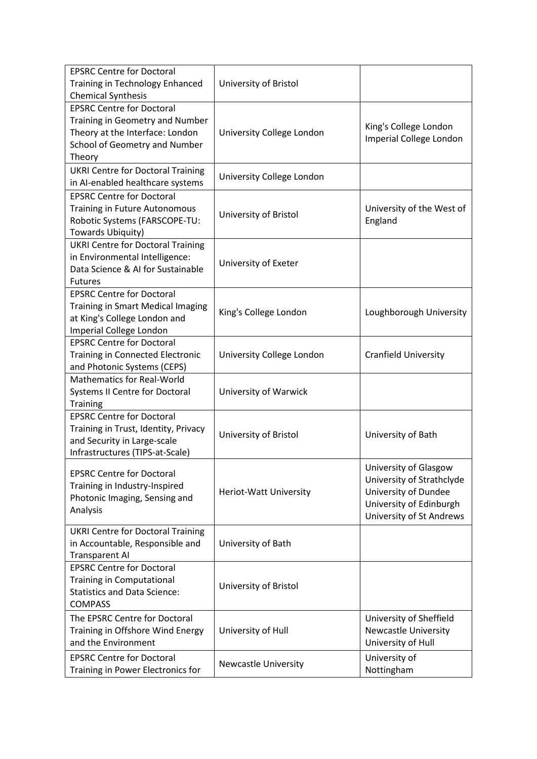| | | |
|---|---|---|
| EPSRC Centre for Doctoral Training in Technology Enhanced Chemical Synthesis | University of Bristol | |
| EPSRC Centre for Doctoral Training in Geometry and Number Theory at the Interface: London School of Geometry and Number Theory | University College London | King's College London<br>Imperial College London |
| UKRI Centre for Doctoral Training in AI-enabled healthcare systems | University College London | |
| EPSRC Centre for Doctoral Training in Future Autonomous Robotic Systems (FARSCOPE-TU: Towards Ubiquity) | University of Bristol | University of the West of England |
| UKRI Centre for Doctoral Training in Environmental Intelligence: Data Science & AI for Sustainable Futures | University of Exeter | |
| EPSRC Centre for Doctoral Training in Smart Medical Imaging at King's College London and Imperial College London | King's College London | Loughborough University |
| EPSRC Centre for Doctoral Training in Connected Electronic and Photonic Systems (CEPS) | University College London | Cranfield University |
| Mathematics for Real-World Systems II Centre for Doctoral Training | University of Warwick | |
| EPSRC Centre for Doctoral Training in Trust, Identity, Privacy and Security in Large-scale Infrastructures (TIPS-at-Scale) | University of Bristol | University of Bath |
| EPSRC Centre for Doctoral Training in Industry-Inspired Photonic Imaging, Sensing and Analysis | Heriot-Watt University | University of Glasgow<br>University of Strathclyde<br>University of Dundee<br>University of Edinburgh<br>University of St Andrews |
| UKRI Centre for Doctoral Training in Accountable, Responsible and Transparent AI | University of Bath | |
| EPSRC Centre for Doctoral Training in Computational Statistics and Data Science: COMPASS | University of Bristol | |
| The EPSRC Centre for Doctoral Training in Offshore Wind Energy and the Environment | University of Hull | University of Sheffield<br>Newcastle University<br>University of Hull |
| EPSRC Centre for Doctoral Training in Power Electronics for | Newcastle University | University of Nottingham |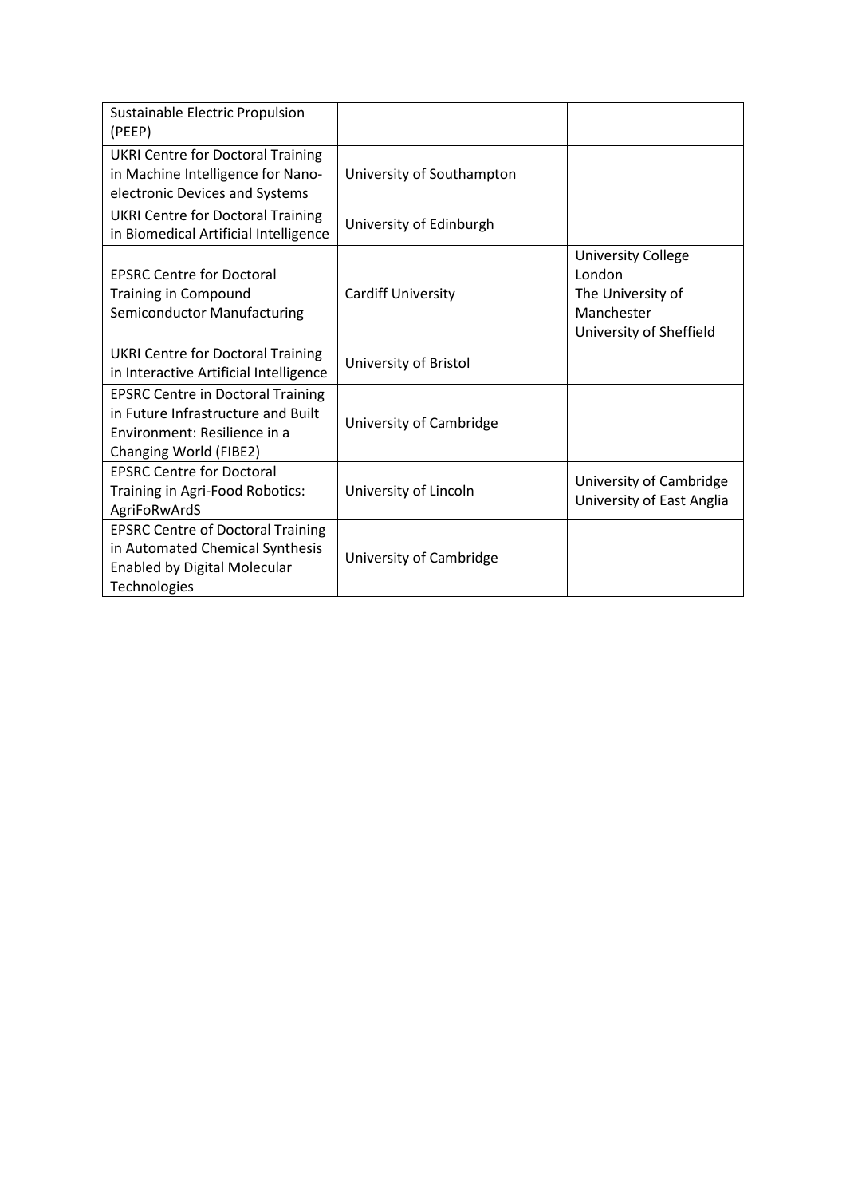| | | |
|---|---|---|
| Sustainable Electric Propulsion (PEEP) | | |
| UKRI Centre for Doctoral Training in Machine Intelligence for Nano-electronic Devices and Systems | University of Southampton | |
| UKRI Centre for Doctoral Training in Biomedical Artificial Intelligence | University of Edinburgh | |
| EPSRC Centre for Doctoral Training in Compound Semiconductor Manufacturing | Cardiff University | University College London<br>The University of Manchester<br>University of Sheffield |
| UKRI Centre for Doctoral Training in Interactive Artificial Intelligence | University of Bristol | |
| EPSRC Centre in Doctoral Training in Future Infrastructure and Built Environment: Resilience in a Changing World (FIBE2) | University of Cambridge | |
| EPSRC Centre for Doctoral Training in Agri-Food Robotics: AgriFoRwArdS | University of Lincoln | University of Cambridge<br>University of East Anglia |
| EPSRC Centre of Doctoral Training in Automated Chemical Synthesis Enabled by Digital Molecular Technologies | University of Cambridge | |